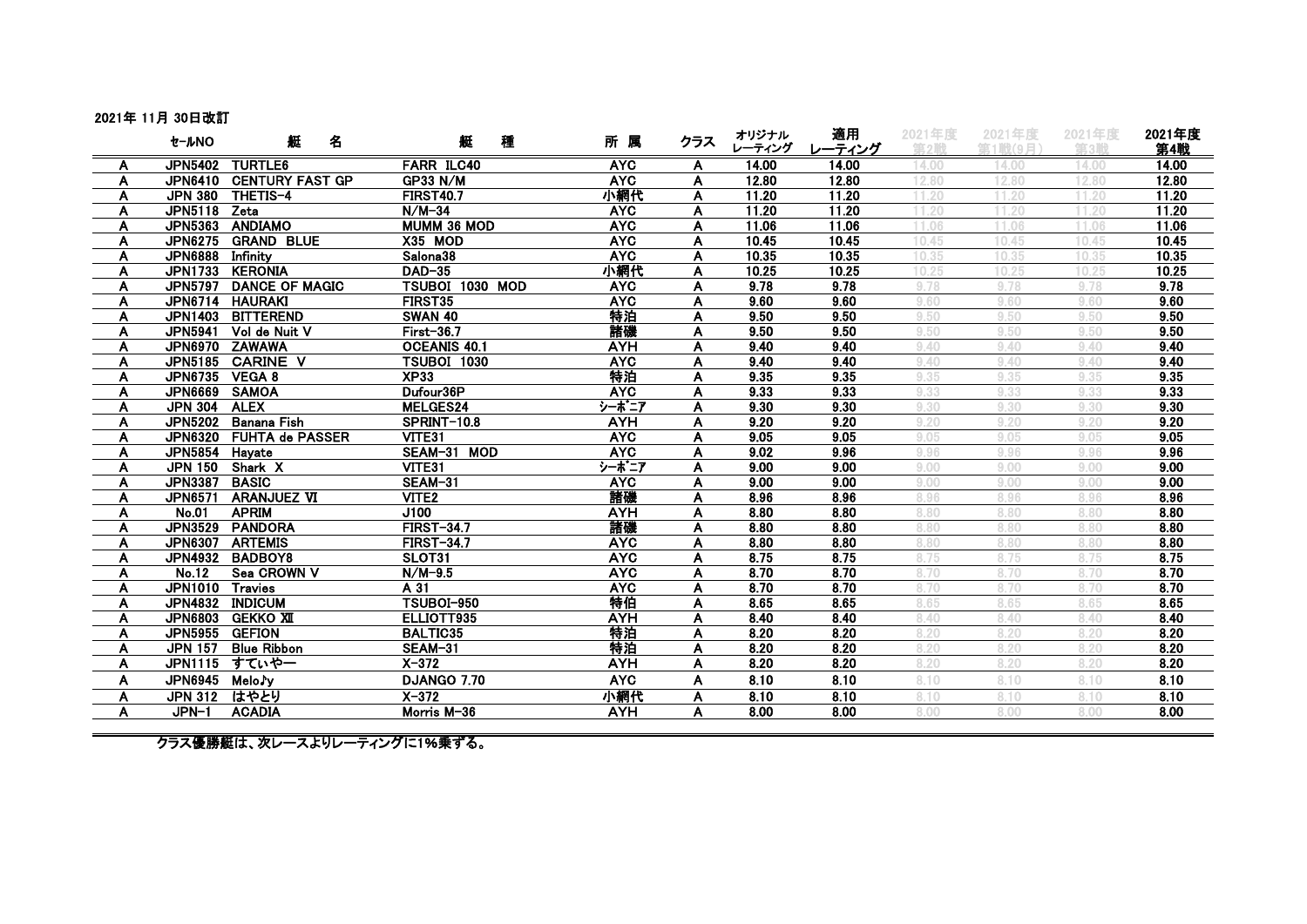2021年 11月 30日改訂

| | ｾｰﾙNO | 艇　名 | 艇　種 | 所 属 | クラス | オリジナル レーティング | 適用 レーティング | 2021年度 第2戦 | 2021年度 第1戦(9月) | 2021年度 第3戦 | 2021年度 第4戦 |
|---|---|---|---|---|---|---|---|---|---|---|---|
| A | JPN5402 | TURTLE6 | FARR ILC40 | AYC | A | 14.00 | 14.00 | 14.00 | 14.00 | 14.00 | 14.00 |
| A | JPN6410 | CENTURY FAST GP | GP33 N/M | AYC | A | 12.80 | 12.80 | 12.80 | 12.80 | 12.80 | 12.80 |
| A | JPN 380 | THETIS-4 | FIRST40.7 | 小網代 | A | 11.20 | 11.20 | 11.20 | 11.20 | 11.20 | 11.20 |
| A | JPN5118 | Zeta | N/M-34 | AYC | A | 11.20 | 11.20 | 11.20 | 11.20 | 11.20 | 11.20 |
| A | JPN5363 | ANDIAMO | MUMM 36 MOD | AYC | A | 11.06 | 11.06 | 11.06 | 11.06 | 11.06 | 11.06 |
| A | JPN6275 | GRAND BLUE | X35 MOD | AYC | A | 10.45 | 10.45 | 10.45 | 10.45 | 10.45 | 10.45 |
| A | JPN6888 | Infinity | Salona38 | AYC | A | 10.35 | 10.35 | 10.35 | 10.35 | 10.35 | 10.35 |
| A | JPN1733 | KERONIA | DAD-35 | 小網代 | A | 10.25 | 10.25 | 10.25 | 10.25 | 10.25 | 10.25 |
| A | JPN5797 | DANCE OF MAGIC | TSUBOI 1030 MOD | AYC | A | 9.78 | 9.78 | 9.78 | 9.78 | 9.78 | 9.78 |
| A | JPN6714 | HAURAKI | FIRST35 | AYC | A | 9.60 | 9.60 | 9.60 | 9.60 | 9.60 | 9.60 |
| A | JPN1403 | BITTEREND | SWAN 40 | 特泊 | A | 9.50 | 9.50 | 9.50 | 9.50 | 9.50 | 9.50 |
| A | JPN5941 | Vol de Nuit V | First-36.7 | 諸磯 | A | 9.50 | 9.50 | 9.50 | 9.50 | 9.50 | 9.50 |
| A | JPN6970 | ZAWAWA | OCEANIS 40.1 | AYH | A | 9.40 | 9.40 | 9.40 | 9.40 | 9.40 | 9.40 |
| A | JPN5185 | CARINE V | TSUBOI 1030 | AYC | A | 9.40 | 9.40 | 9.40 | 9.40 | 9.40 | 9.40 |
| A | JPN6735 | VEGA 8 | XP33 | 特泊 | A | 9.35 | 9.35 | 9.35 | 9.35 | 9.35 | 9.35 |
| A | JPN6669 | SAMOA | Dufour36P | AYC | A | 9.33 | 9.33 | 9.33 | 9.33 | 9.33 | 9.33 |
| A | JPN 304 | ALEX | MELGES24 | ｼｰﾎﾞﾆｱ | A | 9.30 | 9.30 | 9.30 | 9.30 | 9.30 | 9.30 |
| A | JPN5202 | Banana Fish | SPRINT-10.8 | AYH | A | 9.20 | 9.20 | 9.20 | 9.20 | 9.20 | 9.20 |
| A | JPN6320 | FUHTA de PASSER | VITE31 | AYC | A | 9.05 | 9.05 | 9.05 | 9.05 | 9.05 | 9.05 |
| A | JPN5854 | Hayate | SEAM-31 MOD | AYC | A | 9.02 | 9.96 | 9.96 | 9.96 | 9.96 | 9.96 |
| A | JPN 150 | Shark X | VITE31 | ｼｰﾎﾞﾆｱ | A | 9.00 | 9.00 | 9.00 | 9.00 | 9.00 | 9.00 |
| A | JPN3387 | BASIC | SEAM-31 | AYC | A | 9.00 | 9.00 | 9.00 | 9.00 | 9.00 | 9.00 |
| A | JPN6571 | ARANJUEZ Ⅵ | VITE2 | 諸磯 | A | 8.96 | 8.96 | 8.96 | 8.96 | 8.96 | 8.96 |
| A | No.01 | APRIM | J100 | AYH | A | 8.80 | 8.80 | 8.80 | 8.80 | 8.80 | 8.80 |
| A | JPN3529 | PANDORA | FIRST-34.7 | 諸磯 | A | 8.80 | 8.80 | 8.80 | 8.80 | 8.80 | 8.80 |
| A | JPN6307 | ARTEMIS | FIRST-34.7 | AYC | A | 8.80 | 8.80 | 8.80 | 8.80 | 8.80 | 8.80 |
| A | JPN4932 | BADBOY8 | SLOT31 | AYC | A | 8.75 | 8.75 | 8.75 | 8.75 | 8.75 | 8.75 |
| A | No.12 | Sea CROWN V | N/M-9.5 | AYC | A | 8.70 | 8.70 | 8.70 | 8.70 | 8.70 | 8.70 |
| A | JPN1010 | Travies | A 31 | AYC | A | 8.70 | 8.70 | 8.70 | 8.70 | 8.70 | 8.70 |
| A | JPN4832 | INDICUM | TSUBOI-950 | 特伯 | A | 8.65 | 8.65 | 8.65 | 8.65 | 8.65 | 8.65 |
| A | JPN6803 | GEKKO Ⅻ | ELLIOTT935 | AYH | A | 8.40 | 8.40 | 8.40 | 8.40 | 8.40 | 8.40 |
| A | JPN5955 | GEFION | BALTIC35 | 特泊 | A | 8.20 | 8.20 | 8.20 | 8.20 | 8.20 | 8.20 |
| A | JPN 157 | Blue Ribbon | SEAM-31 | 特泊 | A | 8.20 | 8.20 | 8.20 | 8.20 | 8.20 | 8.20 |
| A | JPN1115 | すてぃやー | X-372 | AYH | A | 8.20 | 8.20 | 8.20 | 8.20 | 8.20 | 8.20 |
| A | JPN6945 | Melo♪y | DJANGO 7.70 | AYC | A | 8.10 | 8.10 | 8.10 | 8.10 | 8.10 | 8.10 |
| A | JPN 312 | はやとり | X-372 | 小網代 | A | 8.10 | 8.10 | 8.10 | 8.10 | 8.10 | 8.10 |
| A | JPN-1 | ACADIA | Morris M-36 | AYH | A | 8.00 | 8.00 | 8.00 | 8.00 | 8.00 | 8.00 |

クラス優勝艇は、次レースよりレーティングに1%乗ずる。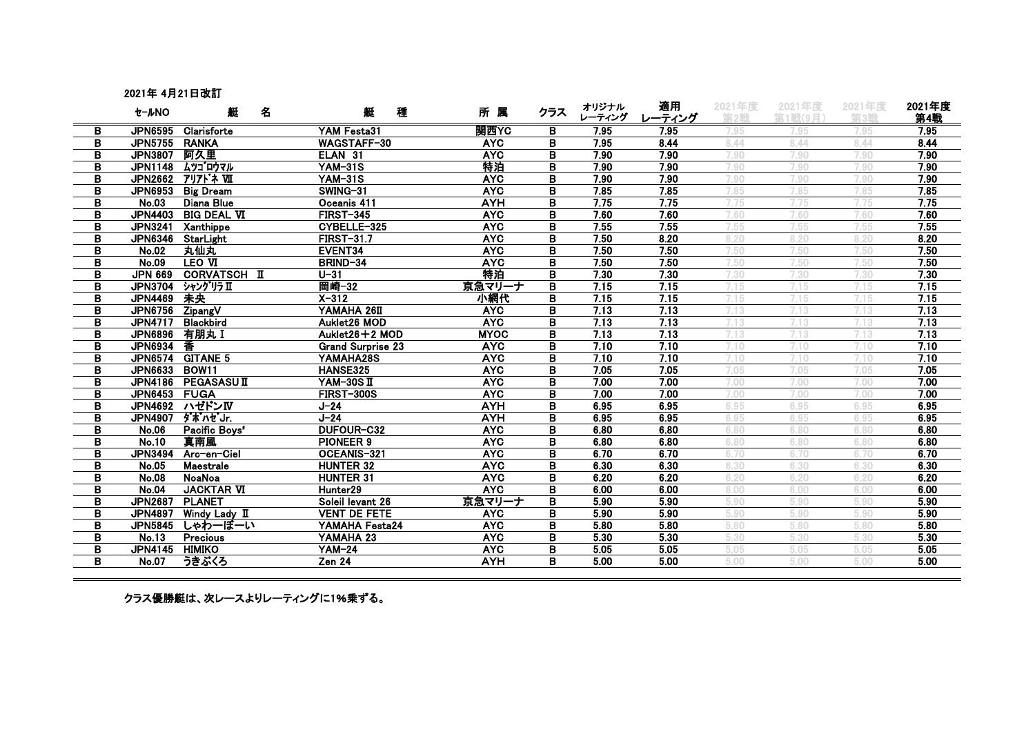2021年 4月21日改訂

| | ｾｰﾙNO | 艇　　名 | 艇　　種 | 所 属 | クラス | オリジナル レーティング | 適用 レーティング | 2021年度 第2戦 | 2021年度 第1戦(9月) | 2021年度 第3戦 | 2021年度 第4戦 |
|---|---|---|---|---|---|---|---|---|---|---|---|
| B | JPN6595 | Clarisforte | YAM Festa31 | 関西YC | B | 7.95 | 7.95 | 7.95 | 7.95 | 7.95 | 7.95 |
| B | JPN5755 | RANKA | WAGSTAFF-30 | AYC | B | 7.95 | 8.44 | 8.44 | 8.44 | 8.44 | 8.44 |
| B | JPN3807 | 阿久里 | ELAN 31 | AYC | B | 7.90 | 7.90 | 7.90 | 7.90 | 7.90 | 7.90 |
| B | JPN1148 | ﾑﾂｺﾞﾛｳﾏﾙ | YAM-31S | 特泊 | B | 7.90 | 7.90 | 7.90 | 7.90 | 7.90 | 7.90 |
| B | JPN2662 | ｱﾘｱﾄﾞﾈ Ⅶ | YAM-31S | AYC | B | 7.90 | 7.90 | 7.90 | 7.90 | 7.90 | 7.90 |
| B | JPN6953 | Big Dream | SWING-31 | AYC | B | 7.85 | 7.85 | 7.85 | 7.85 | 7.85 | 7.85 |
| B | No.03 | Diana Blue | Oceanis 411 | AYH | B | 7.75 | 7.75 | 7.75 | 7.75 | 7.75 | 7.75 |
| B | JPN4403 | BIG DEAL Ⅵ | FIRST-345 | AYC | B | 7.60 | 7.60 | 7.60 | 7.60 | 7.60 | 7.60 |
| B | JPN3241 | Xanthippe | CYBELLE-325 | AYC | B | 7.55 | 7.55 | 7.55 | 7.55 | 7.55 | 7.55 |
| B | JPN6346 | StarLight | FIRST-31.7 | AYC | B | 7.50 | 8.20 | 8.20 | 8.20 | 8.20 | 8.20 |
| B | No.02 | 丸仙丸 | EVENT34 | AYC | B | 7.50 | 7.50 | 7.50 | 7.50 | 7.50 | 7.50 |
| B | No.09 | LEO Ⅵ | BRIND-34 | AYC | B | 7.50 | 7.50 | 7.50 | 7.50 | 7.50 | 7.50 |
| B | JPN 669 | CORVATSCH Ⅱ | U-31 | 特泊 | B | 7.30 | 7.30 | 7.30 | 7.30 | 7.30 | 7.30 |
| B | JPN3704 | ｼｬﾝｸﾞﾘﾗⅡ | 岡崎-32 | 京急マリーナ | B | 7.15 | 7.15 | 7.15 | 7.15 | 7.15 | 7.15 |
| B | JPN4469 | 未央 | X-312 | 小網代 | B | 7.15 | 7.15 | 7.15 | 7.15 | 7.15 | 7.15 |
| B | JPN6756 | ZipangV | YAMAHA 26Ⅱ | AYC | B | 7.13 | 7.13 | 7.13 | 7.13 | 7.13 | 7.13 |
| B | JPN4717 | Blackbird | Auklet26 MOD | AYC | B | 7.13 | 7.13 | 7.13 | 7.13 | 7.13 | 7.13 |
| B | JPN6896 | 有朋丸Ⅰ | Auklet26＋2 MOD | MYOC | B | 7.13 | 7.13 | 7.13 | 7.13 | 7.13 | 7.13 |
| B | JPN6934 | 香 | Grand Surprise 23 | AYC | B | 7.10 | 7.10 | 7.10 | 7.10 | 7.10 | 7.10 |
| B | JPN6574 | GITANE 5 | YAMAHA28S | AYC | B | 7.10 | 7.10 | 7.10 | 7.10 | 7.10 | 7.10 |
| B | JPN6633 | BOW11 | HANSE325 | AYC | B | 7.05 | 7.05 | 7.05 | 7.05 | 7.05 | 7.05 |
| B | JPN4186 | PEGASASUⅡ | YAM-30SⅡ | AYC | B | 7.00 | 7.00 | 7.00 | 7.00 | 7.00 | 7.00 |
| B | JPN6453 | FUGA | FIRST-300S | AYC | B | 7.00 | 7.00 | 7.00 | 7.00 | 7.00 | 7.00 |
| B | JPN4692 | ハゼドンⅣ | J-24 | AYH | B | 6.95 | 6.95 | 6.95 | 6.95 | 6.95 | 6.95 |
| B | JPN4907 | ﾀﾞﾎﾞﾊｾﾞJr. | J-24 | AYH | B | 6.95 | 6.95 | 6.95 | 6.95 | 6.95 | 6.95 |
| B | No.06 | Pacific Boys' | DUFOUR-C32 | AYC | B | 6.80 | 6.80 | 6.80 | 6.80 | 6.80 | 6.80 |
| B | No.10 | 真南風 | PIONEER 9 | AYC | B | 6.80 | 6.80 | 6.80 | 6.80 | 6.80 | 6.80 |
| B | JPN3494 | Arc-en-Ciel | OCEANIS-321 | AYC | B | 6.70 | 6.70 | 6.70 | 6.70 | 6.70 | 6.70 |
| B | No.05 | Maestrale | HUNTER 32 | AYC | B | 6.30 | 6.30 | 6.30 | 6.30 | 6.30 | 6.30 |
| B | No.08 | NoaNoa | HUNTER 31 | AYC | B | 6.20 | 6.20 | 6.20 | 6.20 | 6.20 | 6.20 |
| B | No.04 | JACKTAR Ⅵ | Hunter29 | AYC | B | 6.00 | 6.00 | 6.00 | 6.00 | 6.00 | 6.00 |
| B | JPN2687 | PLANET | Soleil levant 26 | 京急マリーナ | B | 5.90 | 5.90 | 5.90 | 5.90 | 5.90 | 5.90 |
| B | JPN4897 | Windy Lady Ⅱ | VENT DE FETE | AYC | B | 5.90 | 5.90 | 5.90 | 5.90 | 5.90 | 5.90 |
| B | JPN5845 | しゃわーぽーい | YAMAHA Festa24 | AYC | B | 5.80 | 5.80 | 5.80 | 5.80 | 5.80 | 5.80 |
| B | No.13 | Precious | YAMAHA 23 | AYC | B | 5.30 | 5.30 | 5.30 | 5.30 | 5.30 | 5.30 |
| B | JPN4145 | HIMIKO | YAM-24 | AYC | B | 5.05 | 5.05 | 5.05 | 5.05 | 5.05 | 5.05 |
| B | No.07 | うきぶくろ | Zen 24 | AYH | B | 5.00 | 5.00 | 5.00 | 5.00 | 5.00 | 5.00 |

クラス優勝艇は、次レースよりレーティングに1%乗ずる。